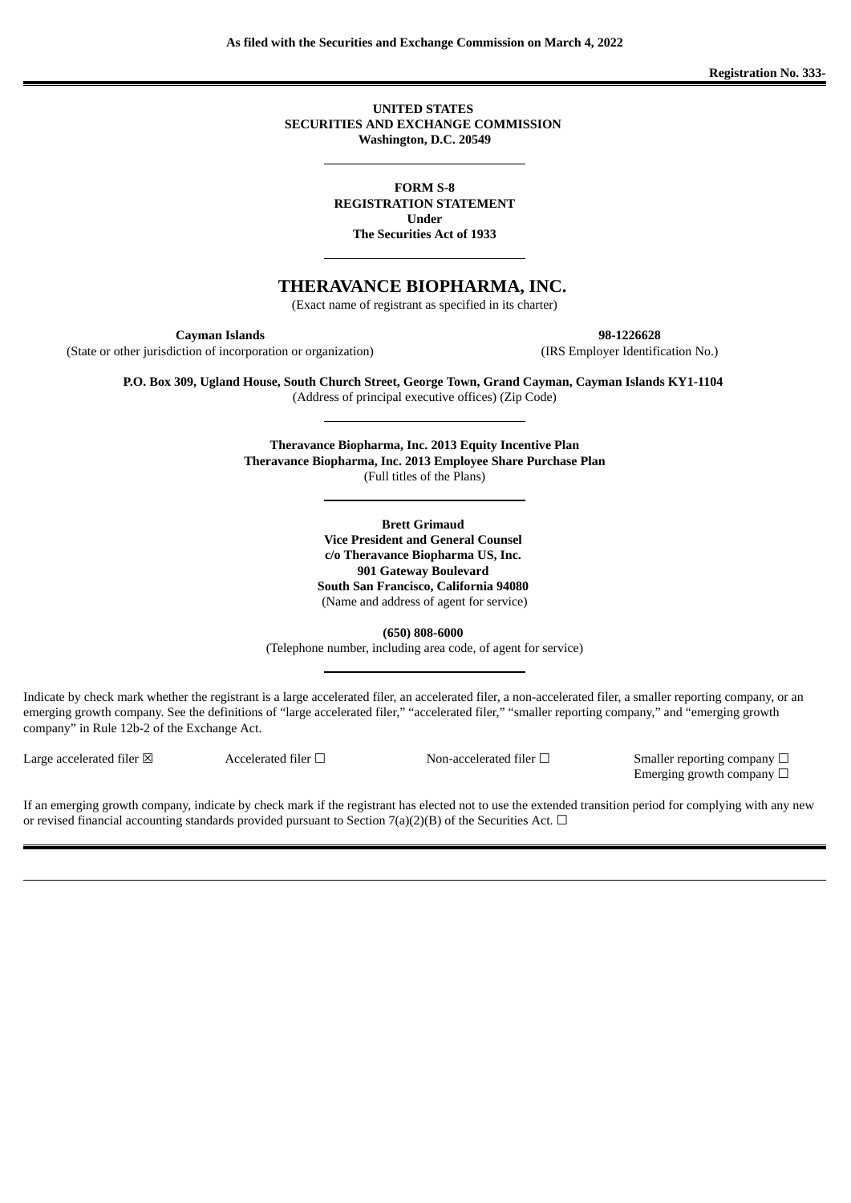**As filed with the Securities and Exchange Commission on March 4, 2022**

**Registration No. 333-**

**UNITED STATES**
**SECURITIES AND EXCHANGE COMMISSION**
**Washington, D.C. 20549**

---

**FORM S-8**
**REGISTRATION STATEMENT**
**Under**
**The Securities Act of 1933**

---

# THERAVANCE BIOPHARMA, INC.

(Exact name of registrant as specified in its charter)

| **Cayman Islands** | **98-1226628** |
|---|---|
| (State or other jurisdiction of incorporation or organization) | (IRS Employer Identification No.) |

**P.O. Box 309, Ugland House, South Church Street, George Town, Grand Cayman, Cayman Islands KY1-1104**
(Address of principal executive offices) (Zip Code)

---

**Theravance Biopharma, Inc. 2013 Equity Incentive Plan**
**Theravance Biopharma, Inc. 2013 Employee Share Purchase Plan**
(Full titles of the Plans)

---

**Brett Grimaud**
**Vice President and General Counsel**
**c/o Theravance Biopharma US, Inc.**
**901 Gateway Boulevard**
**South San Francisco, California 94080**
(Name and address of agent for service)

**(650) 808-6000**
(Telephone number, including area code, of agent for service)

---

Indicate by check mark whether the registrant is a large accelerated filer, an accelerated filer, a non-accelerated filer, a smaller reporting company, or an emerging growth company. See the definitions of "large accelerated filer," "accelerated filer," "smaller reporting company," and "emerging growth company" in Rule 12b-2 of the Exchange Act.

| | | | |
|---|---|---|---|
| Large accelerated filer ☒ | Accelerated filer ☐ | Non-accelerated filer ☐ | Smaller reporting company ☐ |
| | | | Emerging growth company ☐ |

If an emerging growth company, indicate by check mark if the registrant has elected not to use the extended transition period for complying with any new or revised financial accounting standards provided pursuant to Section 7(a)(2)(B) of the Securities Act. ☐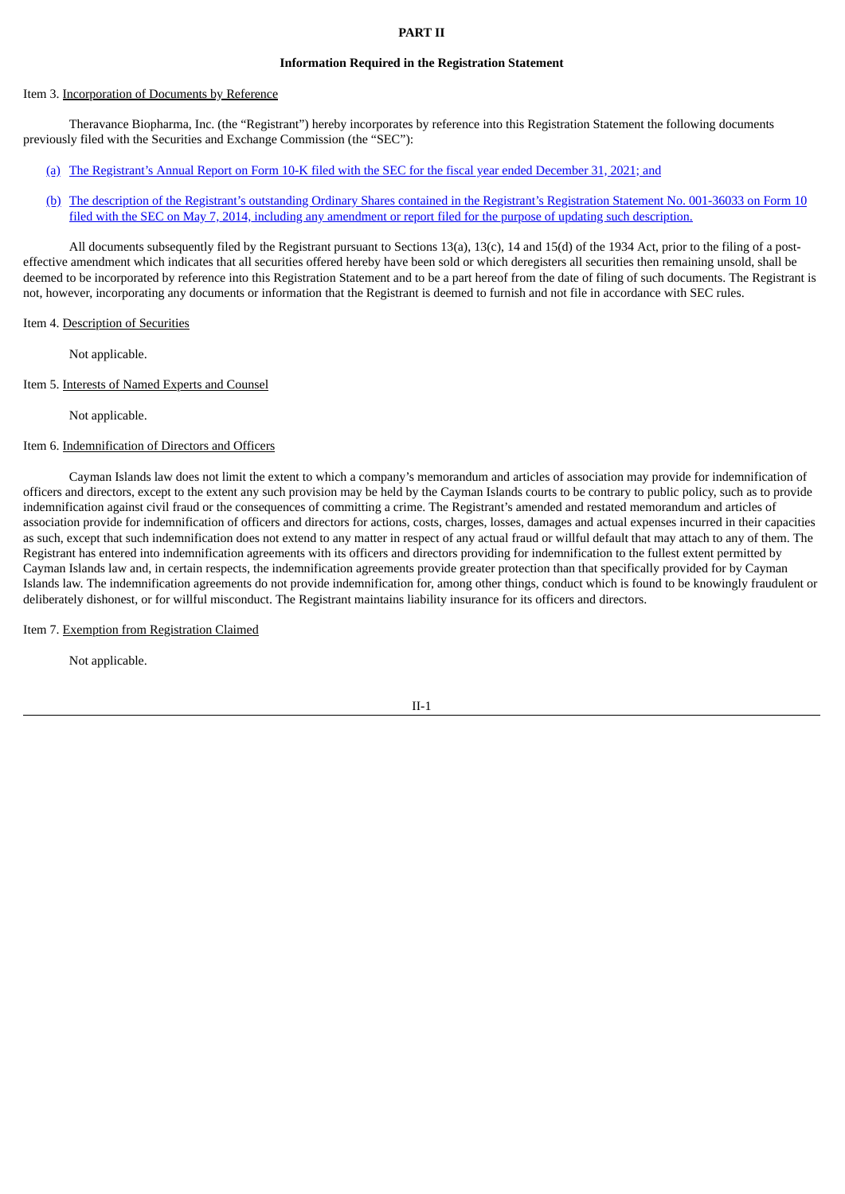**PART II**

**Information Required in the Registration Statement**

Item 3. Incorporation of Documents by Reference

Theravance Biopharma, Inc. (the "Registrant") hereby incorporates by reference into this Registration Statement the following documents previously filed with the Securities and Exchange Commission (the "SEC"):

(a) The Registrant's Annual Report on Form 10-K filed with the SEC for the fiscal year ended December 31, 2021; and

(b) The description of the Registrant's outstanding Ordinary Shares contained in the Registrant's Registration Statement No. 001-36033 on Form 10 filed with the SEC on May 7, 2014, including any amendment or report filed for the purpose of updating such description.

All documents subsequently filed by the Registrant pursuant to Sections 13(a), 13(c), 14 and 15(d) of the 1934 Act, prior to the filing of a post-effective amendment which indicates that all securities offered hereby have been sold or which deregisters all securities then remaining unsold, shall be deemed to be incorporated by reference into this Registration Statement and to be a part hereof from the date of filing of such documents. The Registrant is not, however, incorporating any documents or information that the Registrant is deemed to furnish and not file in accordance with SEC rules.

Item 4. Description of Securities

Not applicable.

Item 5. Interests of Named Experts and Counsel

Not applicable.

Item 6. Indemnification of Directors and Officers

Cayman Islands law does not limit the extent to which a company's memorandum and articles of association may provide for indemnification of officers and directors, except to the extent any such provision may be held by the Cayman Islands courts to be contrary to public policy, such as to provide indemnification against civil fraud or the consequences of committing a crime. The Registrant's amended and restated memorandum and articles of association provide for indemnification of officers and directors for actions, costs, charges, losses, damages and actual expenses incurred in their capacities as such, except that such indemnification does not extend to any matter in respect of any actual fraud or willful default that may attach to any of them. The Registrant has entered into indemnification agreements with its officers and directors providing for indemnification to the fullest extent permitted by Cayman Islands law and, in certain respects, the indemnification agreements provide greater protection than that specifically provided for by Cayman Islands law. The indemnification agreements do not provide indemnification for, among other things, conduct which is found to be knowingly fraudulent or deliberately dishonest, or for willful misconduct. The Registrant maintains liability insurance for its officers and directors.

Item 7. Exemption from Registration Claimed

Not applicable.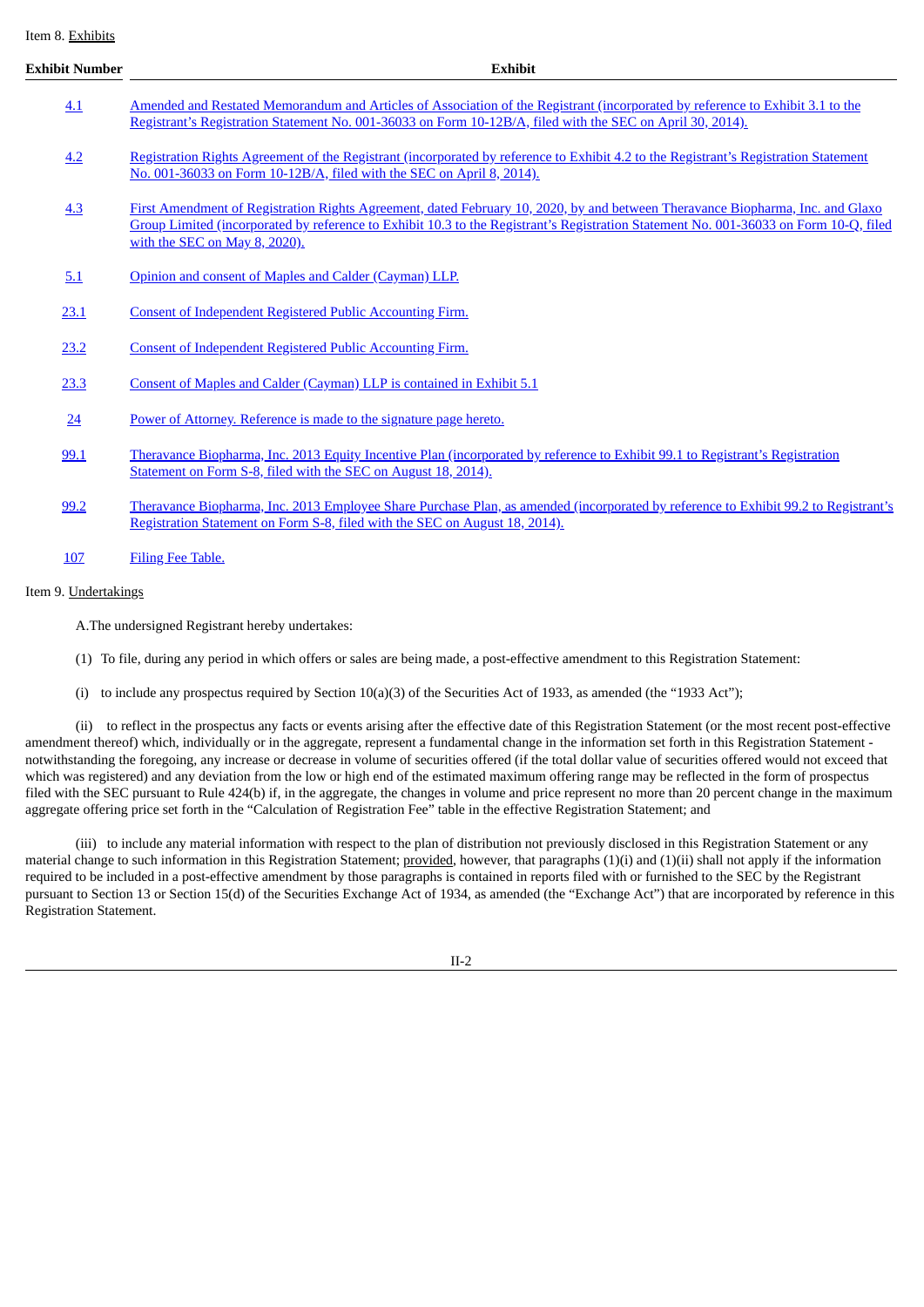Item 8. Exhibits

| Exhibit Number | Exhibit |
|---|---|
| 4.1 | Amended and Restated Memorandum and Articles of Association of the Registrant (incorporated by reference to Exhibit 3.1 to the Registrant's Registration Statement No. 001-36033 on Form 10-12B/A, filed with the SEC on April 30, 2014). |
| 4.2 | Registration Rights Agreement of the Registrant (incorporated by reference to Exhibit 4.2 to the Registrant's Registration Statement No. 001-36033 on Form 10-12B/A, filed with the SEC on April 8, 2014). |
| 4.3 | First Amendment of Registration Rights Agreement, dated February 10, 2020, by and between Theravance Biopharma, Inc. and Glaxo Group Limited (incorporated by reference to Exhibit 10.3 to the Registrant's Registration Statement No. 001-36033 on Form 10-Q, filed with the SEC on May 8, 2020). |
| 5.1 | Opinion and consent of Maples and Calder (Cayman) LLP. |
| 23.1 | Consent of Independent Registered Public Accounting Firm. |
| 23.2 | Consent of Independent Registered Public Accounting Firm. |
| 23.3 | Consent of Maples and Calder (Cayman) LLP is contained in Exhibit 5.1 |
| 24 | Power of Attorney. Reference is made to the signature page hereto. |
| 99.1 | Theravance Biopharma, Inc. 2013 Equity Incentive Plan (incorporated by reference to Exhibit 99.1 to Registrant's Registration Statement on Form S-8, filed with the SEC on August 18, 2014). |
| 99.2 | Theravance Biopharma, Inc. 2013 Employee Share Purchase Plan, as amended (incorporated by reference to Exhibit 99.2 to Registrant's Registration Statement on Form S-8, filed with the SEC on August 18, 2014). |
| 107 | Filing Fee Table. |

Item 9. Undertakings

A.The undersigned Registrant hereby undertakes:

(1) To file, during any period in which offers or sales are being made, a post-effective amendment to this Registration Statement:

(i) to include any prospectus required by Section 10(a)(3) of the Securities Act of 1933, as amended (the "1933 Act");

(ii) to reflect in the prospectus any facts or events arising after the effective date of this Registration Statement (or the most recent post-effective amendment thereof) which, individually or in the aggregate, represent a fundamental change in the information set forth in this Registration Statement - notwithstanding the foregoing, any increase or decrease in volume of securities offered (if the total dollar value of securities offered would not exceed that which was registered) and any deviation from the low or high end of the estimated maximum offering range may be reflected in the form of prospectus filed with the SEC pursuant to Rule 424(b) if, in the aggregate, the changes in volume and price represent no more than 20 percent change in the maximum aggregate offering price set forth in the "Calculation of Registration Fee" table in the effective Registration Statement; and

(iii) to include any material information with respect to the plan of distribution not previously disclosed in this Registration Statement or any material change to such information in this Registration Statement; provided, however, that paragraphs (1)(i) and (1)(ii) shall not apply if the information required to be included in a post-effective amendment by those paragraphs is contained in reports filed with or furnished to the SEC by the Registrant pursuant to Section 13 or Section 15(d) of the Securities Exchange Act of 1934, as amended (the "Exchange Act") that are incorporated by reference in this Registration Statement.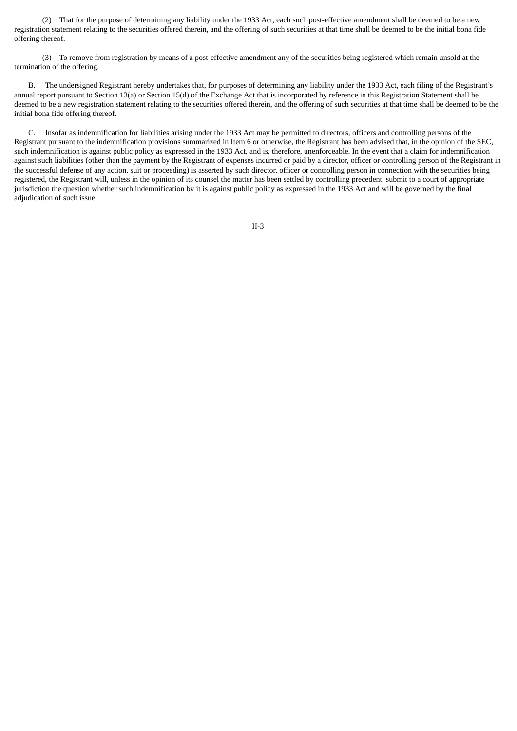(2) That for the purpose of determining any liability under the 1933 Act, each such post-effective amendment shall be deemed to be a new registration statement relating to the securities offered therein, and the offering of such securities at that time shall be deemed to be the initial bona fide offering thereof.

(3) To remove from registration by means of a post-effective amendment any of the securities being registered which remain unsold at the termination of the offering.

B. The undersigned Registrant hereby undertakes that, for purposes of determining any liability under the 1933 Act, each filing of the Registrant's annual report pursuant to Section 13(a) or Section 15(d) of the Exchange Act that is incorporated by reference in this Registration Statement shall be deemed to be a new registration statement relating to the securities offered therein, and the offering of such securities at that time shall be deemed to be the initial bona fide offering thereof.

C. Insofar as indemnification for liabilities arising under the 1933 Act may be permitted to directors, officers and controlling persons of the Registrant pursuant to the indemnification provisions summarized in Item 6 or otherwise, the Registrant has been advised that, in the opinion of the SEC, such indemnification is against public policy as expressed in the 1933 Act, and is, therefore, unenforceable. In the event that a claim for indemnification against such liabilities (other than the payment by the Registrant of expenses incurred or paid by a director, officer or controlling person of the Registrant in the successful defense of any action, suit or proceeding) is asserted by such director, officer or controlling person in connection with the securities being registered, the Registrant will, unless in the opinion of its counsel the matter has been settled by controlling precedent, submit to a court of appropriate jurisdiction the question whether such indemnification by it is against public policy as expressed in the 1933 Act and will be governed by the final adjudication of such issue.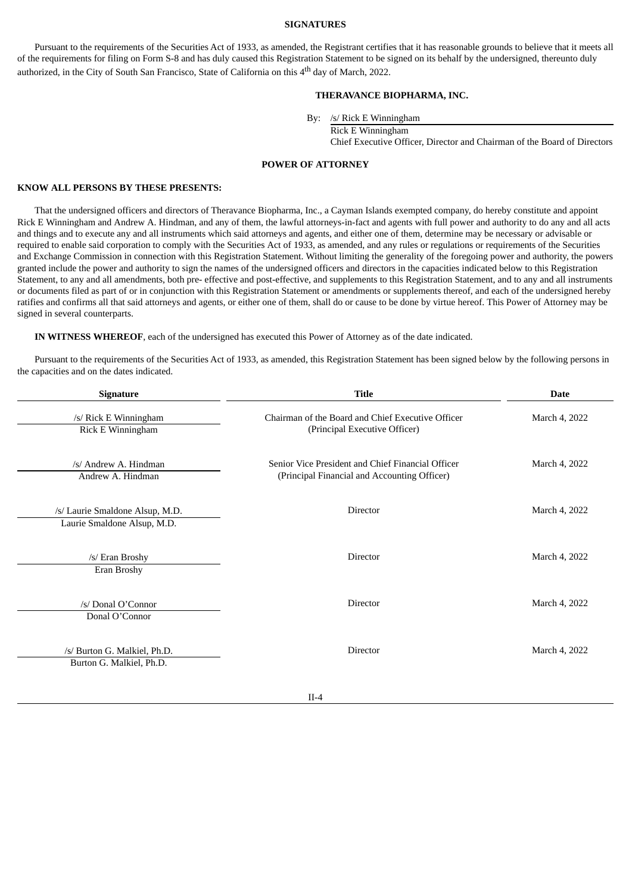## SIGNATURES

Pursuant to the requirements of the Securities Act of 1933, as amended, the Registrant certifies that it has reasonable grounds to believe that it meets all of the requirements for filing on Form S-8 and has duly caused this Registration Statement to be signed on its behalf by the undersigned, thereunto duly authorized, in the City of South San Francisco, State of California on this 4th day of March, 2022.

**THERAVANCE BIOPHARMA, INC.**

By: /s/ Rick E Winningham
Rick E Winningham
Chief Executive Officer, Director and Chairman of the Board of Directors

## POWER OF ATTORNEY

**KNOW ALL PERSONS BY THESE PRESENTS:**

That the undersigned officers and directors of Theravance Biopharma, Inc., a Cayman Islands exempted company, do hereby constitute and appoint Rick E Winningham and Andrew A. Hindman, and any of them, the lawful attorneys-in-fact and agents with full power and authority to do any and all acts and things and to execute any and all instruments which said attorneys and agents, and either one of them, determine may be necessary or advisable or required to enable said corporation to comply with the Securities Act of 1933, as amended, and any rules or regulations or requirements of the Securities and Exchange Commission in connection with this Registration Statement. Without limiting the generality of the foregoing power and authority, the powers granted include the power and authority to sign the names of the undersigned officers and directors in the capacities indicated below to this Registration Statement, to any and all amendments, both pre- effective and post-effective, and supplements to this Registration Statement, and to any and all instruments or documents filed as part of or in conjunction with this Registration Statement or amendments or supplements thereof, and each of the undersigned hereby ratifies and confirms all that said attorneys and agents, or either one of them, shall do or cause to be done by virtue hereof. This Power of Attorney may be signed in several counterparts.

**IN WITNESS WHEREOF**, each of the undersigned has executed this Power of Attorney as of the date indicated.

Pursuant to the requirements of the Securities Act of 1933, as amended, this Registration Statement has been signed below by the following persons in the capacities and on the dates indicated.

| Signature | Title | Date |
|---|---|---|
| /s/ Rick E Winningham<br>Rick E Winningham | Chairman of the Board and Chief Executive Officer<br>(Principal Executive Officer) | March 4, 2022 |
| /s/ Andrew A. Hindman<br>Andrew A. Hindman | Senior Vice President and Chief Financial Officer<br>(Principal Financial and Accounting Officer) | March 4, 2022 |
| /s/ Laurie Smaldone Alsup, M.D.<br>Laurie Smaldone Alsup, M.D. | Director | March 4, 2022 |
| /s/ Eran Broshy<br>Eran Broshy | Director | March 4, 2022 |
| /s/ Donal O'Connor<br>Donal O'Connor | Director | March 4, 2022 |
| /s/ Burton G. Malkiel, Ph.D.<br>Burton G. Malkiel, Ph.D. | Director | March 4, 2022 |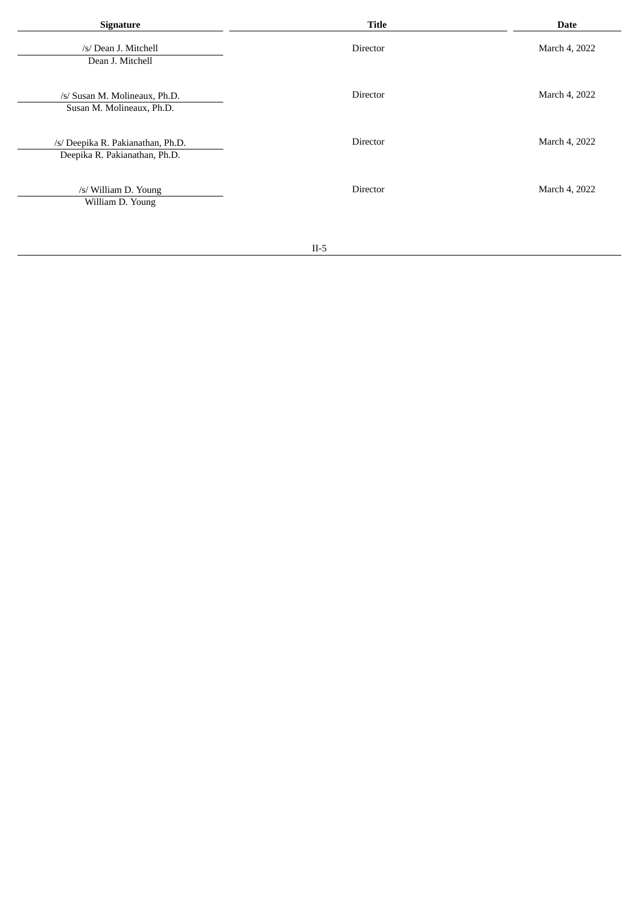| Signature | Title | Date |
| --- | --- | --- |
| /s/ Dean J. Mitchell<br>Dean J. Mitchell | Director | March 4, 2022 |
| /s/ Susan M. Molineaux, Ph.D.<br>Susan M. Molineaux, Ph.D. | Director | March 4, 2022 |
| /s/ Deepika R. Pakianathan, Ph.D.<br>Deepika R. Pakianathan, Ph.D. | Director | March 4, 2022 |
| /s/ William D. Young<br>William D. Young | Director | March 4, 2022 |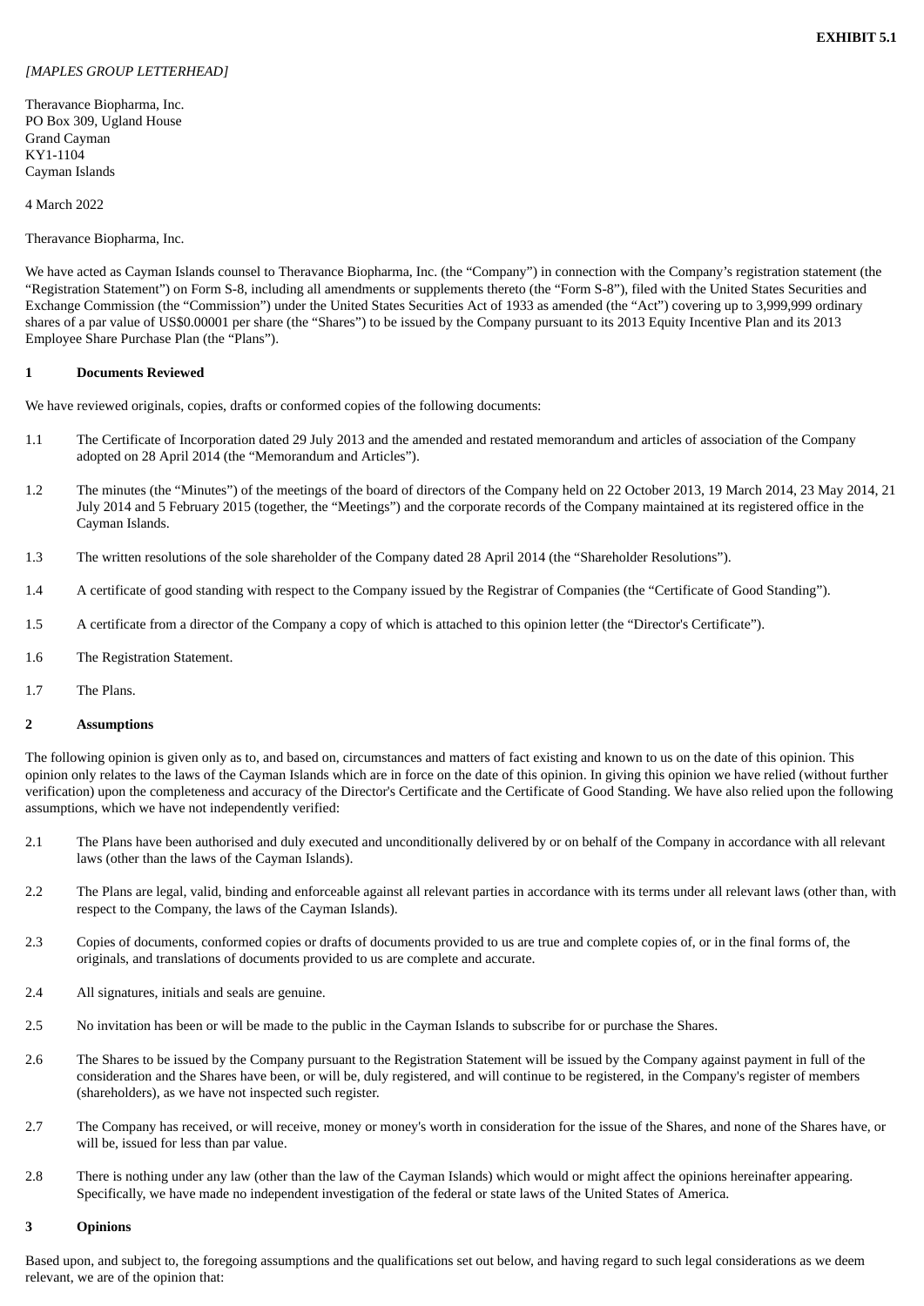**EXHIBIT 5.1**

*[MAPLES GROUP LETTERHEAD]*

Theravance Biopharma, Inc.
PO Box 309, Ugland House
Grand Cayman
KY1-1104
Cayman Islands

4 March 2022

Theravance Biopharma, Inc.

We have acted as Cayman Islands counsel to Theravance Biopharma, Inc. (the "Company") in connection with the Company's registration statement (the "Registration Statement") on Form S-8, including all amendments or supplements thereto (the "Form S-8"), filed with the United States Securities and Exchange Commission (the "Commission") under the United States Securities Act of 1933 as amended (the "Act") covering up to 3,999,999 ordinary shares of a par value of US$0.00001 per share (the "Shares") to be issued by the Company pursuant to its 2013 Equity Incentive Plan and its 2013 Employee Share Purchase Plan (the "Plans").

**1 Documents Reviewed**

We have reviewed originals, copies, drafts or conformed copies of the following documents:

1.1 The Certificate of Incorporation dated 29 July 2013 and the amended and restated memorandum and articles of association of the Company adopted on 28 April 2014 (the "Memorandum and Articles").

1.2 The minutes (the "Minutes") of the meetings of the board of directors of the Company held on 22 October 2013, 19 March 2014, 23 May 2014, 21 July 2014 and 5 February 2015 (together, the "Meetings") and the corporate records of the Company maintained at its registered office in the Cayman Islands.

1.3 The written resolutions of the sole shareholder of the Company dated 28 April 2014 (the "Shareholder Resolutions").

1.4 A certificate of good standing with respect to the Company issued by the Registrar of Companies (the "Certificate of Good Standing").

1.5 A certificate from a director of the Company a copy of which is attached to this opinion letter (the "Director's Certificate").

1.6 The Registration Statement.

1.7 The Plans.

**2 Assumptions**

The following opinion is given only as to, and based on, circumstances and matters of fact existing and known to us on the date of this opinion. This opinion only relates to the laws of the Cayman Islands which are in force on the date of this opinion. In giving this opinion we have relied (without further verification) upon the completeness and accuracy of the Director's Certificate and the Certificate of Good Standing. We have also relied upon the following assumptions, which we have not independently verified:

2.1 The Plans have been authorised and duly executed and unconditionally delivered by or on behalf of the Company in accordance with all relevant laws (other than the laws of the Cayman Islands).

2.2 The Plans are legal, valid, binding and enforceable against all relevant parties in accordance with its terms under all relevant laws (other than, with respect to the Company, the laws of the Cayman Islands).

2.3 Copies of documents, conformed copies or drafts of documents provided to us are true and complete copies of, or in the final forms of, the originals, and translations of documents provided to us are complete and accurate.

2.4 All signatures, initials and seals are genuine.

2.5 No invitation has been or will be made to the public in the Cayman Islands to subscribe for or purchase the Shares.

2.6 The Shares to be issued by the Company pursuant to the Registration Statement will be issued by the Company against payment in full of the consideration and the Shares have been, or will be, duly registered, and will continue to be registered, in the Company's register of members (shareholders), as we have not inspected such register.

2.7 The Company has received, or will receive, money or money's worth in consideration for the issue of the Shares, and none of the Shares have, or will be, issued for less than par value.

2.8 There is nothing under any law (other than the law of the Cayman Islands) which would or might affect the opinions hereinafter appearing. Specifically, we have made no independent investigation of the federal or state laws of the United States of America.

**3 Opinions**

Based upon, and subject to, the foregoing assumptions and the qualifications set out below, and having regard to such legal considerations as we deem relevant, we are of the opinion that: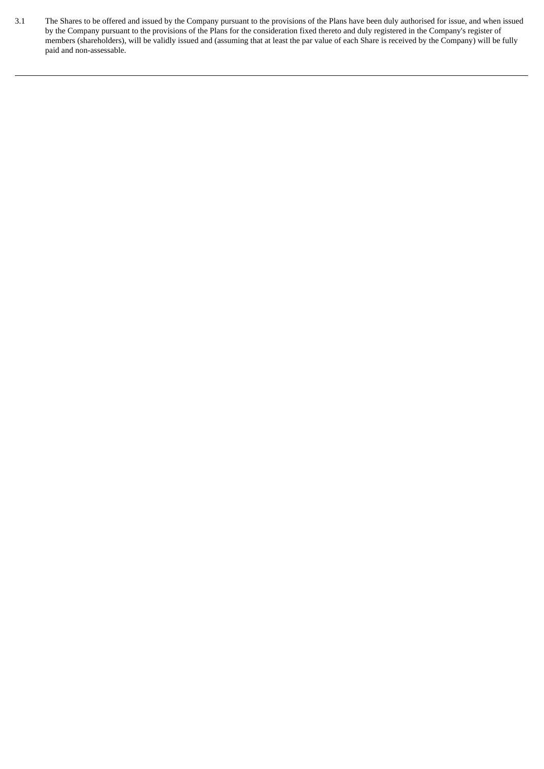3.1 The Shares to be offered and issued by the Company pursuant to the provisions of the Plans have been duly authorised for issue, and when issued by the Company pursuant to the provisions of the Plans for the consideration fixed thereto and duly registered in the Company's register of members (shareholders), will be validly issued and (assuming that at least the par value of each Share is received by the Company) will be fully paid and non-assessable.

---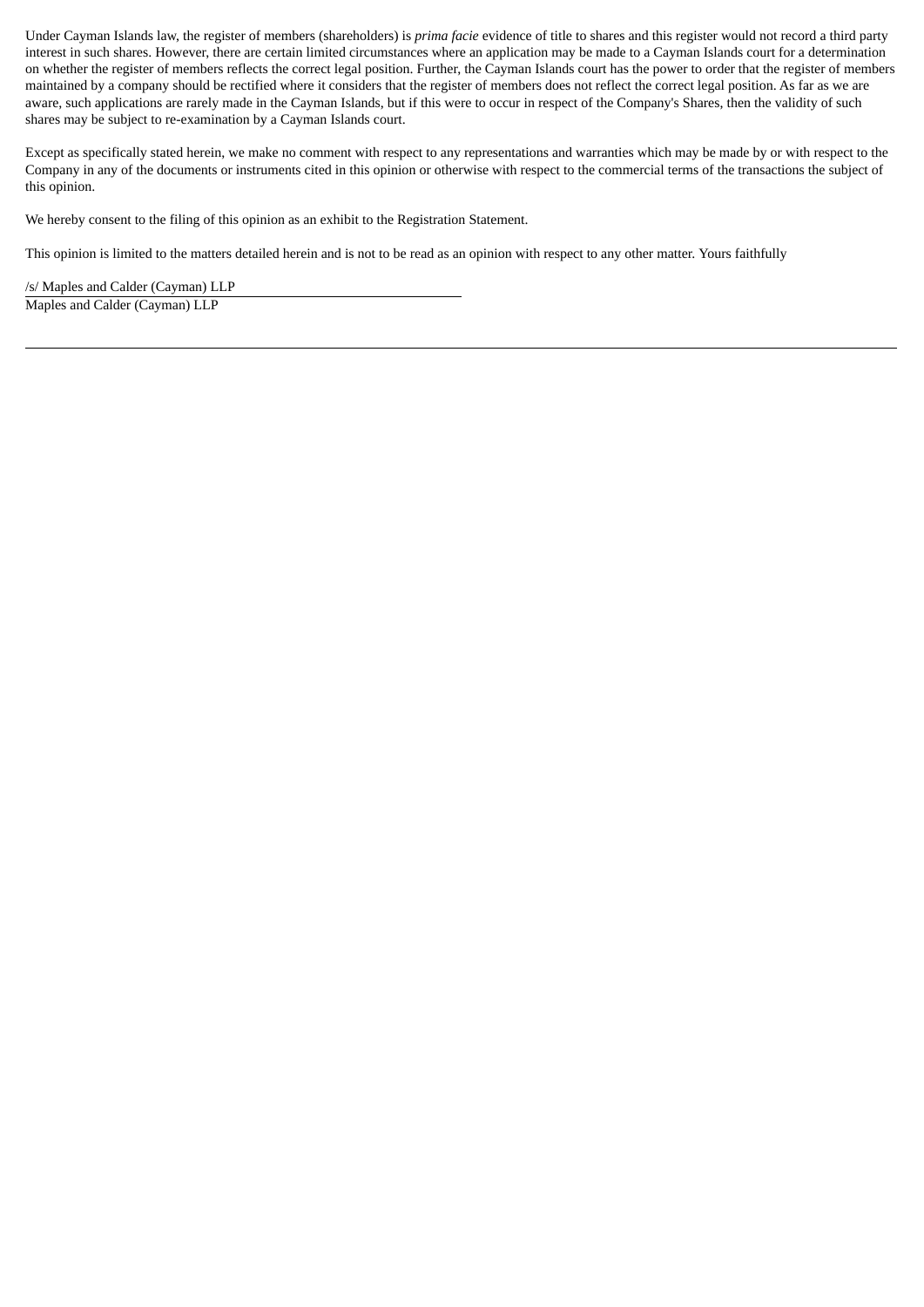Under Cayman Islands law, the register of members (shareholders) is *prima facie* evidence of title to shares and this register would not record a third party interest in such shares. However, there are certain limited circumstances where an application may be made to a Cayman Islands court for a determination on whether the register of members reflects the correct legal position. Further, the Cayman Islands court has the power to order that the register of members maintained by a company should be rectified where it considers that the register of members does not reflect the correct legal position. As far as we are aware, such applications are rarely made in the Cayman Islands, but if this were to occur in respect of the Company's Shares, then the validity of such shares may be subject to re-examination by a Cayman Islands court.

Except as specifically stated herein, we make no comment with respect to any representations and warranties which may be made by or with respect to the Company in any of the documents or instruments cited in this opinion or otherwise with respect to the commercial terms of the transactions the subject of this opinion.

We hereby consent to the filing of this opinion as an exhibit to the Registration Statement.

This opinion is limited to the matters detailed herein and is not to be read as an opinion with respect to any other matter. Yours faithfully

/s/ Maples and Calder (Cayman) LLP

Maples and Calder (Cayman) LLP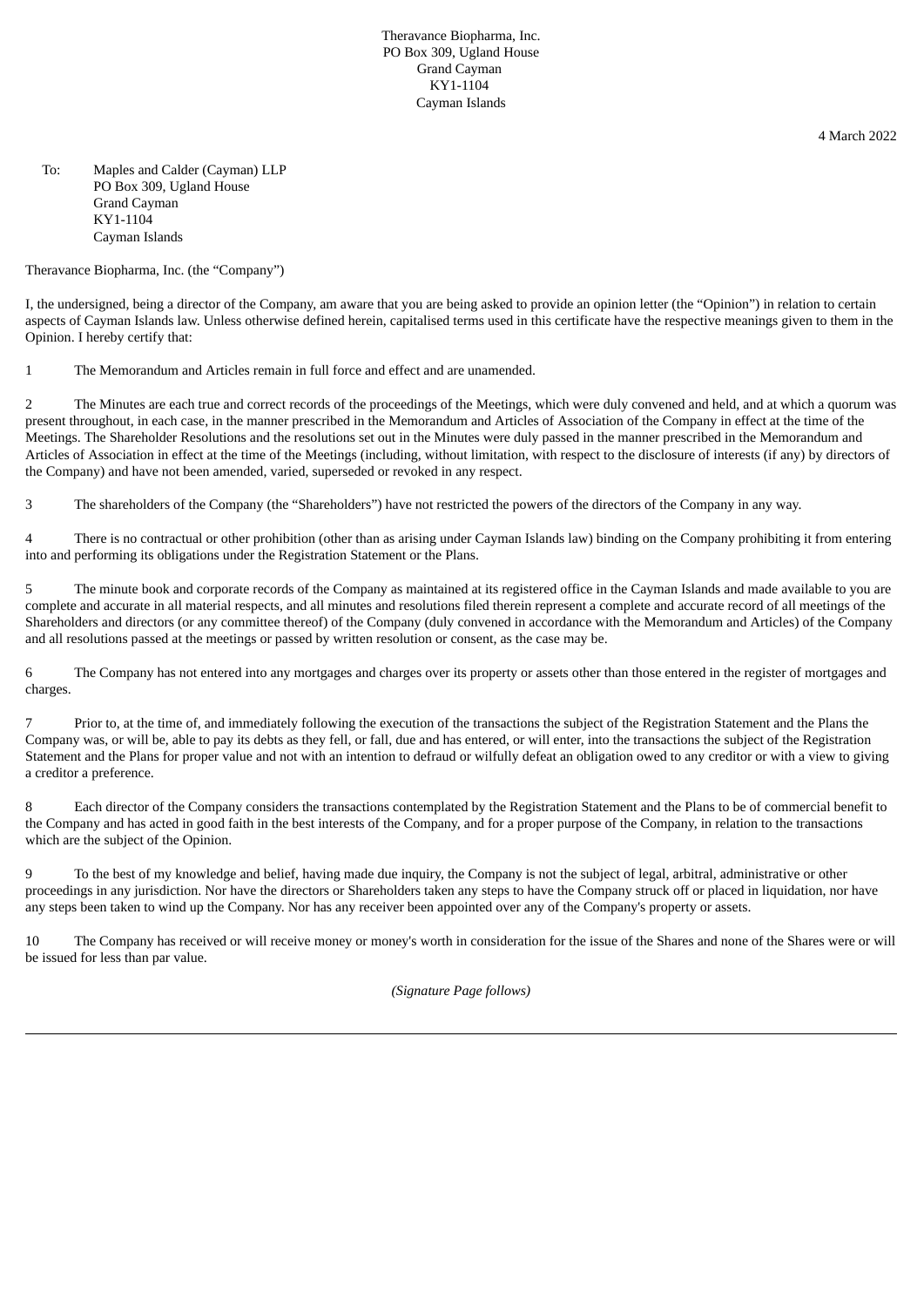Theravance Biopharma, Inc.
PO Box 309, Ugland House
Grand Cayman
KY1-1104
Cayman Islands

4 March 2022

To: Maples and Calder (Cayman) LLP
PO Box 309, Ugland House
Grand Cayman
KY1-1104
Cayman Islands

Theravance Biopharma, Inc. (the "Company")

I, the undersigned, being a director of the Company, am aware that you are being asked to provide an opinion letter (the "Opinion") in relation to certain aspects of Cayman Islands law. Unless otherwise defined herein, capitalised terms used in this certificate have the respective meanings given to them in the Opinion. I hereby certify that:

1 The Memorandum and Articles remain in full force and effect and are unamended.

2 The Minutes are each true and correct records of the proceedings of the Meetings, which were duly convened and held, and at which a quorum was present throughout, in each case, in the manner prescribed in the Memorandum and Articles of Association of the Company in effect at the time of the Meetings. The Shareholder Resolutions and the resolutions set out in the Minutes were duly passed in the manner prescribed in the Memorandum and Articles of Association in effect at the time of the Meetings (including, without limitation, with respect to the disclosure of interests (if any) by directors of the Company) and have not been amended, varied, superseded or revoked in any respect.

3 The shareholders of the Company (the "Shareholders") have not restricted the powers of the directors of the Company in any way.

4 There is no contractual or other prohibition (other than as arising under Cayman Islands law) binding on the Company prohibiting it from entering into and performing its obligations under the Registration Statement or the Plans.

5 The minute book and corporate records of the Company as maintained at its registered office in the Cayman Islands and made available to you are complete and accurate in all material respects, and all minutes and resolutions filed therein represent a complete and accurate record of all meetings of the Shareholders and directors (or any committee thereof) of the Company (duly convened in accordance with the Memorandum and Articles) of the Company and all resolutions passed at the meetings or passed by written resolution or consent, as the case may be.

6 The Company has not entered into any mortgages and charges over its property or assets other than those entered in the register of mortgages and charges.

7 Prior to, at the time of, and immediately following the execution of the transactions the subject of the Registration Statement and the Plans the Company was, or will be, able to pay its debts as they fell, or fall, due and has entered, or will enter, into the transactions the subject of the Registration Statement and the Plans for proper value and not with an intention to defraud or wilfully defeat an obligation owed to any creditor or with a view to giving a creditor a preference.

8 Each director of the Company considers the transactions contemplated by the Registration Statement and the Plans to be of commercial benefit to the Company and has acted in good faith in the best interests of the Company, and for a proper purpose of the Company, in relation to the transactions which are the subject of the Opinion.

9 To the best of my knowledge and belief, having made due inquiry, the Company is not the subject of legal, arbitral, administrative or other proceedings in any jurisdiction. Nor have the directors or Shareholders taken any steps to have the Company struck off or placed in liquidation, nor have any steps been taken to wind up the Company. Nor has any receiver been appointed over any of the Company's property or assets.

10 The Company has received or will receive money or money's worth in consideration for the issue of the Shares and none of the Shares were or will be issued for less than par value.

*(Signature Page follows)*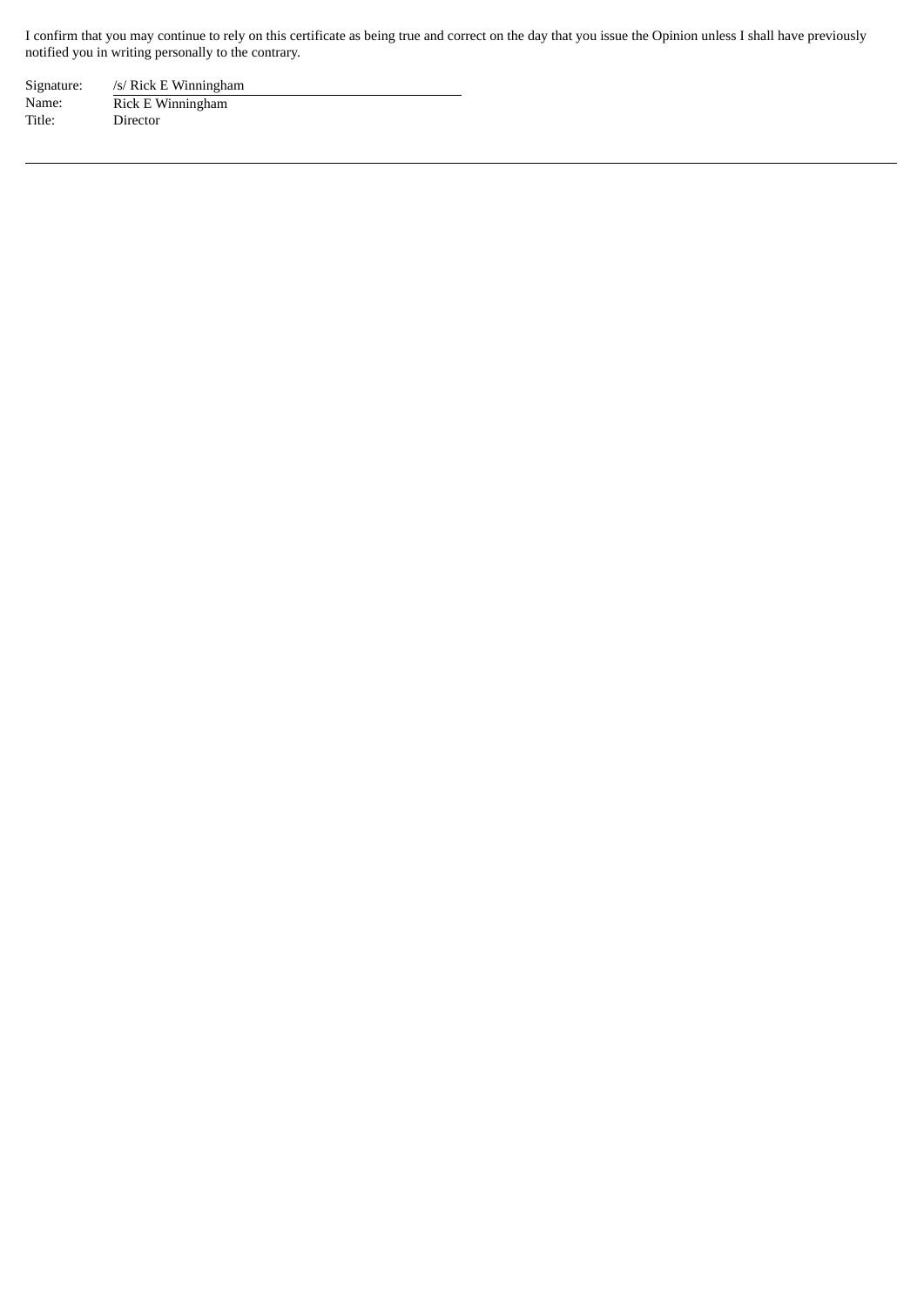I confirm that you may continue to rely on this certificate as being true and correct on the day that you issue the Opinion unless I shall have previously notified you in writing personally to the contrary.

| | |
|---|---|
| Signature: | /s/ Rick E Winningham |
| Name: | Rick E Winningham |
| Title: | Director |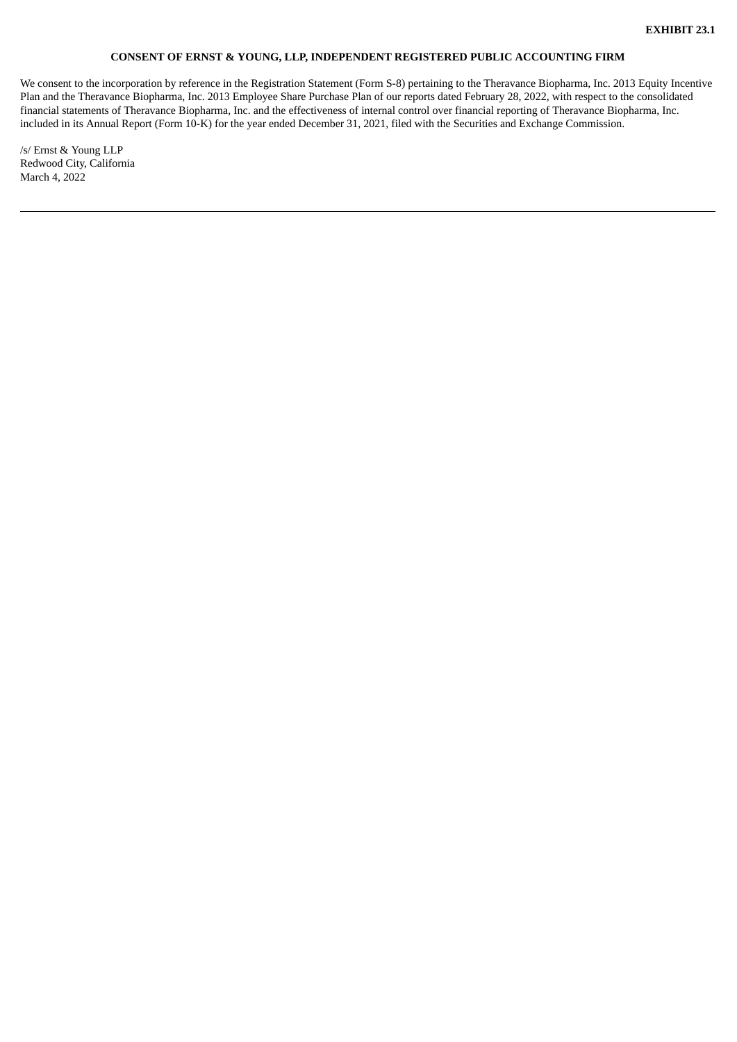**EXHIBIT 23.1**

**CONSENT OF ERNST & YOUNG, LLP, INDEPENDENT REGISTERED PUBLIC ACCOUNTING FIRM**

We consent to the incorporation by reference in the Registration Statement (Form S-8) pertaining to the Theravance Biopharma, Inc. 2013 Equity Incentive Plan and the Theravance Biopharma, Inc. 2013 Employee Share Purchase Plan of our reports dated February 28, 2022, with respect to the consolidated financial statements of Theravance Biopharma, Inc. and the effectiveness of internal control over financial reporting of Theravance Biopharma, Inc. included in its Annual Report (Form 10-K) for the year ended December 31, 2021, filed with the Securities and Exchange Commission.

/s/ Ernst & Young LLP
Redwood City, California
March 4, 2022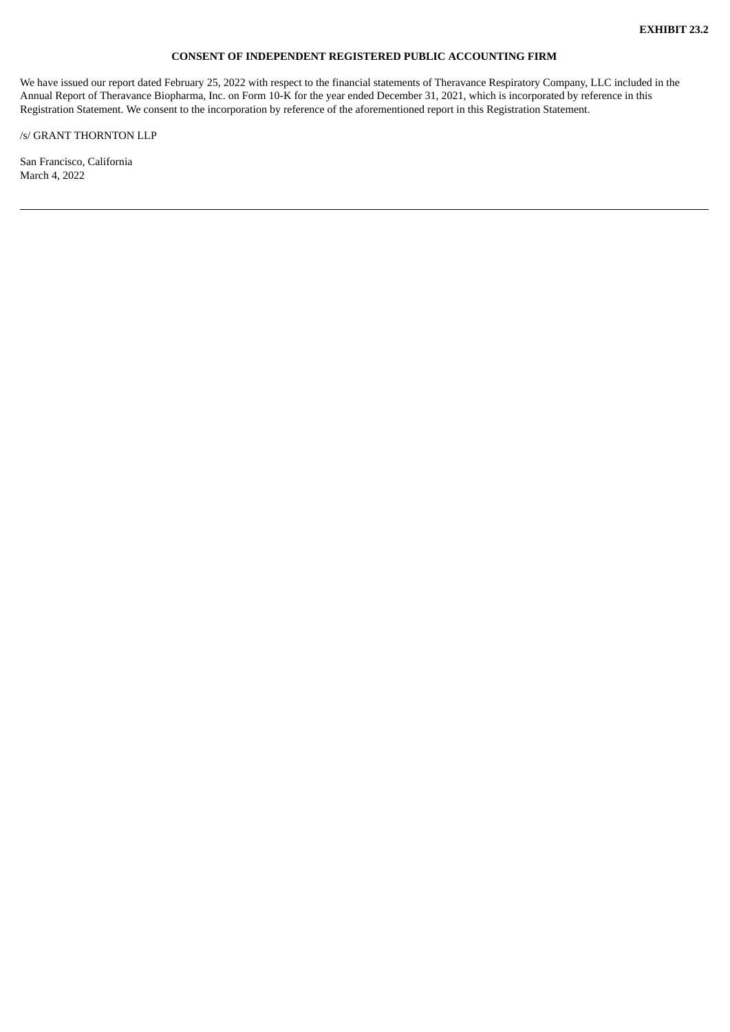**EXHIBIT 23.2**

**CONSENT OF INDEPENDENT REGISTERED PUBLIC ACCOUNTING FIRM**

We have issued our report dated February 25, 2022 with respect to the financial statements of Theravance Respiratory Company, LLC included in the Annual Report of Theravance Biopharma, Inc. on Form 10-K for the year ended December 31, 2021, which is incorporated by reference in this Registration Statement. We consent to the incorporation by reference of the aforementioned report in this Registration Statement.

/s/ GRANT THORNTON LLP

San Francisco, California
March 4, 2022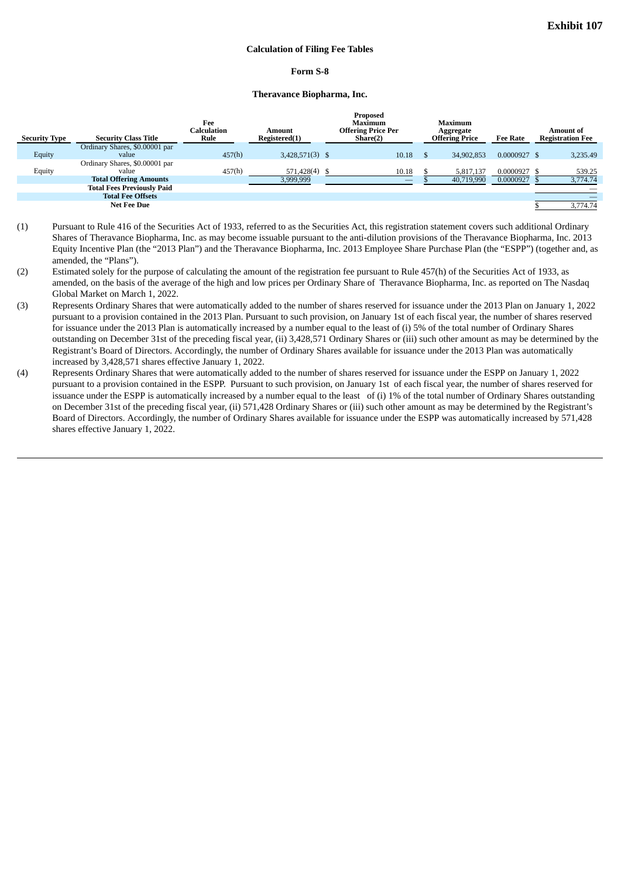**Exhibit 107**

**Calculation of Filing Fee Tables**

**Form S-8**

**Theravance Biopharma, Inc.**

| Security Type | Security Class Title | Fee Calculation Rule | Amount Registered(1) | Proposed Maximum Offering Price Per Share(2) | Maximum Aggregate Offering Price | Fee Rate | Amount of Registration Fee |
|---|---|---|---|---|---|---|---|
| Equity | Ordinary Shares, $0.00001 par value | 457(h) | 3,428,571(3) | $ 10.18 | $ 34,902,853 | 0.0000927 | $ 3,235.49 |
| Equity | Ordinary Shares, $0.00001 par value | 457(h) | 571,428(4) | $ 10.18 | $ 5,817,137 | 0.0000927 | $ 539.25 |
| | **Total Offering Amounts** | | 3,999,999 | — | $ 40,719,990 | 0.0000927 | $ 3,774.74 |
| | **Total Fees Previously Paid** | | | | | | — |
| | **Total Fee Offsets** | | | | | | — |
| | **Net Fee Due** | | | | | | $ 3,774.74 |

(1) Pursuant to Rule 416 of the Securities Act of 1933, referred to as the Securities Act, this registration statement covers such additional Ordinary Shares of Theravance Biopharma, Inc. as may become issuable pursuant to the anti-dilution provisions of the Theravance Biopharma, Inc. 2013 Equity Incentive Plan (the "2013 Plan") and the Theravance Biopharma, Inc. 2013 Employee Share Purchase Plan (the "ESPP") (together and, as amended, the "Plans").

(2) Estimated solely for the purpose of calculating the amount of the registration fee pursuant to Rule 457(h) of the Securities Act of 1933, as amended, on the basis of the average of the high and low prices per Ordinary Share of Theravance Biopharma, Inc. as reported on The Nasdaq Global Market on March 1, 2022.

(3) Represents Ordinary Shares that were automatically added to the number of shares reserved for issuance under the 2013 Plan on January 1, 2022 pursuant to a provision contained in the 2013 Plan. Pursuant to such provision, on January 1st of each fiscal year, the number of shares reserved for issuance under the 2013 Plan is automatically increased by a number equal to the least of (i) 5% of the total number of Ordinary Shares outstanding on December 31st of the preceding fiscal year, (ii) 3,428,571 Ordinary Shares or (iii) such other amount as may be determined by the Registrant's Board of Directors. Accordingly, the number of Ordinary Shares available for issuance under the 2013 Plan was automatically increased by 3,428,571 shares effective January 1, 2022.

(4) Represents Ordinary Shares that were automatically added to the number of shares reserved for issuance under the ESPP on January 1, 2022 pursuant to a provision contained in the ESPP. Pursuant to such provision, on January 1st of each fiscal year, the number of shares reserved for issuance under the ESPP is automatically increased by a number equal to the least of (i) 1% of the total number of Ordinary Shares outstanding on December 31st of the preceding fiscal year, (ii) 571,428 Ordinary Shares or (iii) such other amount as may be determined by the Registrant's Board of Directors. Accordingly, the number of Ordinary Shares available for issuance under the ESPP was automatically increased by 571,428 shares effective January 1, 2022.